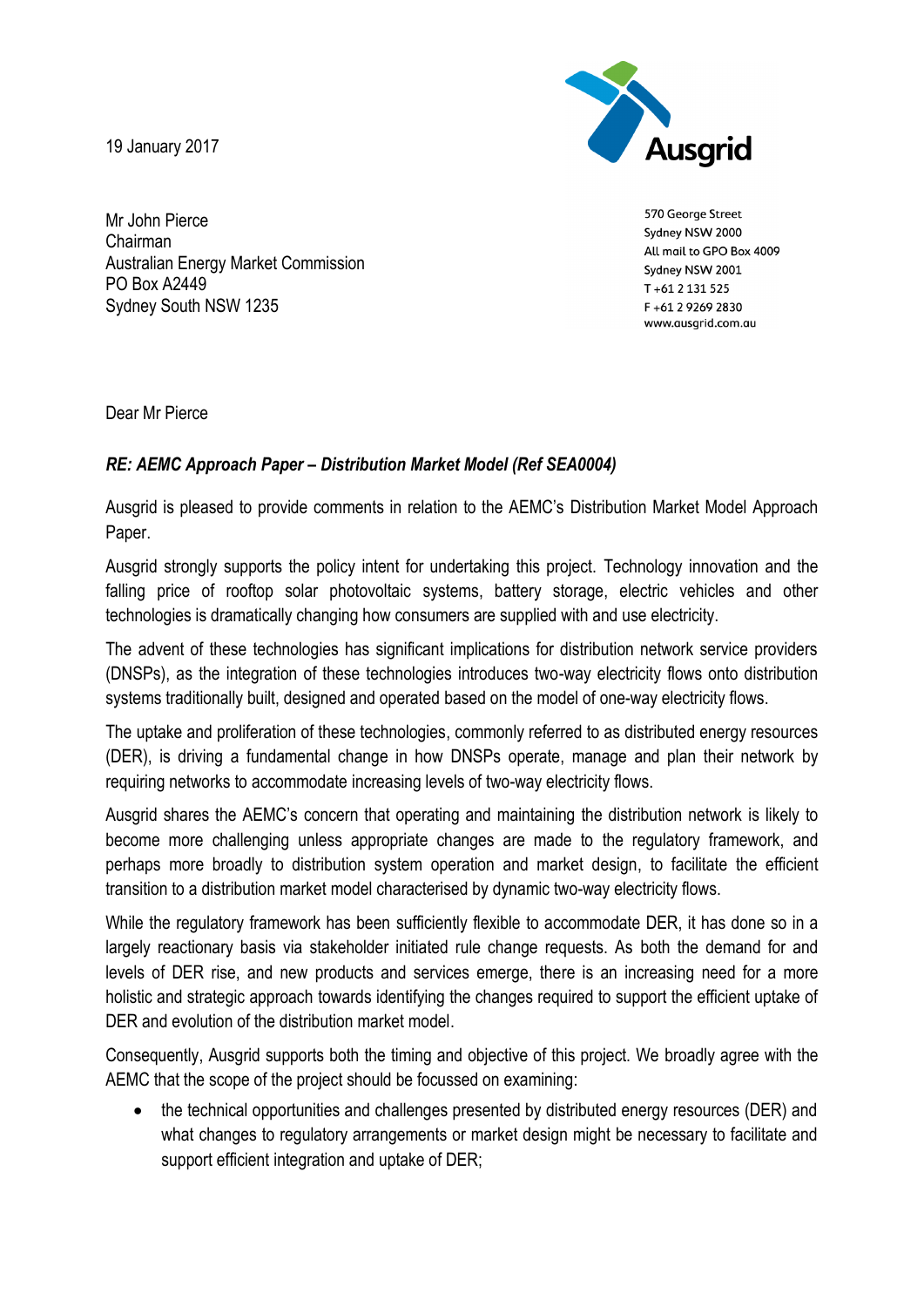19 January 2017

Ausgrid

570 George Street
Sydney NSW 2000
All mail to GPO Box 4009
Sydney NSW 2001
T +61 2 131 525
F +61 2 9269 2830
www.ausgrid.com.au

Mr John Pierce
Chairman
Australian Energy Market Commission
PO Box A2449
Sydney South NSW 1235

Dear Mr Pierce

***RE: AEMC Approach Paper – Distribution Market Model (Ref SEA0004)***

Ausgrid is pleased to provide comments in relation to the AEMC's Distribution Market Model Approach Paper.

Ausgrid strongly supports the policy intent for undertaking this project. Technology innovation and the falling price of rooftop solar photovoltaic systems, battery storage, electric vehicles and other technologies is dramatically changing how consumers are supplied with and use electricity.

The advent of these technologies has significant implications for distribution network service providers (DNSPs), as the integration of these technologies introduces two-way electricity flows onto distribution systems traditionally built, designed and operated based on the model of one-way electricity flows.

The uptake and proliferation of these technologies, commonly referred to as distributed energy resources (DER), is driving a fundamental change in how DNSPs operate, manage and plan their network by requiring networks to accommodate increasing levels of two-way electricity flows.

Ausgrid shares the AEMC's concern that operating and maintaining the distribution network is likely to become more challenging unless appropriate changes are made to the regulatory framework, and perhaps more broadly to distribution system operation and market design, to facilitate the efficient transition to a distribution market model characterised by dynamic two-way electricity flows.

While the regulatory framework has been sufficiently flexible to accommodate DER, it has done so in a largely reactionary basis via stakeholder initiated rule change requests. As both the demand for and levels of DER rise, and new products and services emerge, there is an increasing need for a more holistic and strategic approach towards identifying the changes required to support the efficient uptake of DER and evolution of the distribution market model.

Consequently, Ausgrid supports both the timing and objective of this project. We broadly agree with the AEMC that the scope of the project should be focussed on examining:

- the technical opportunities and challenges presented by distributed energy resources (DER) and what changes to regulatory arrangements or market design might be necessary to facilitate and support efficient integration and uptake of DER;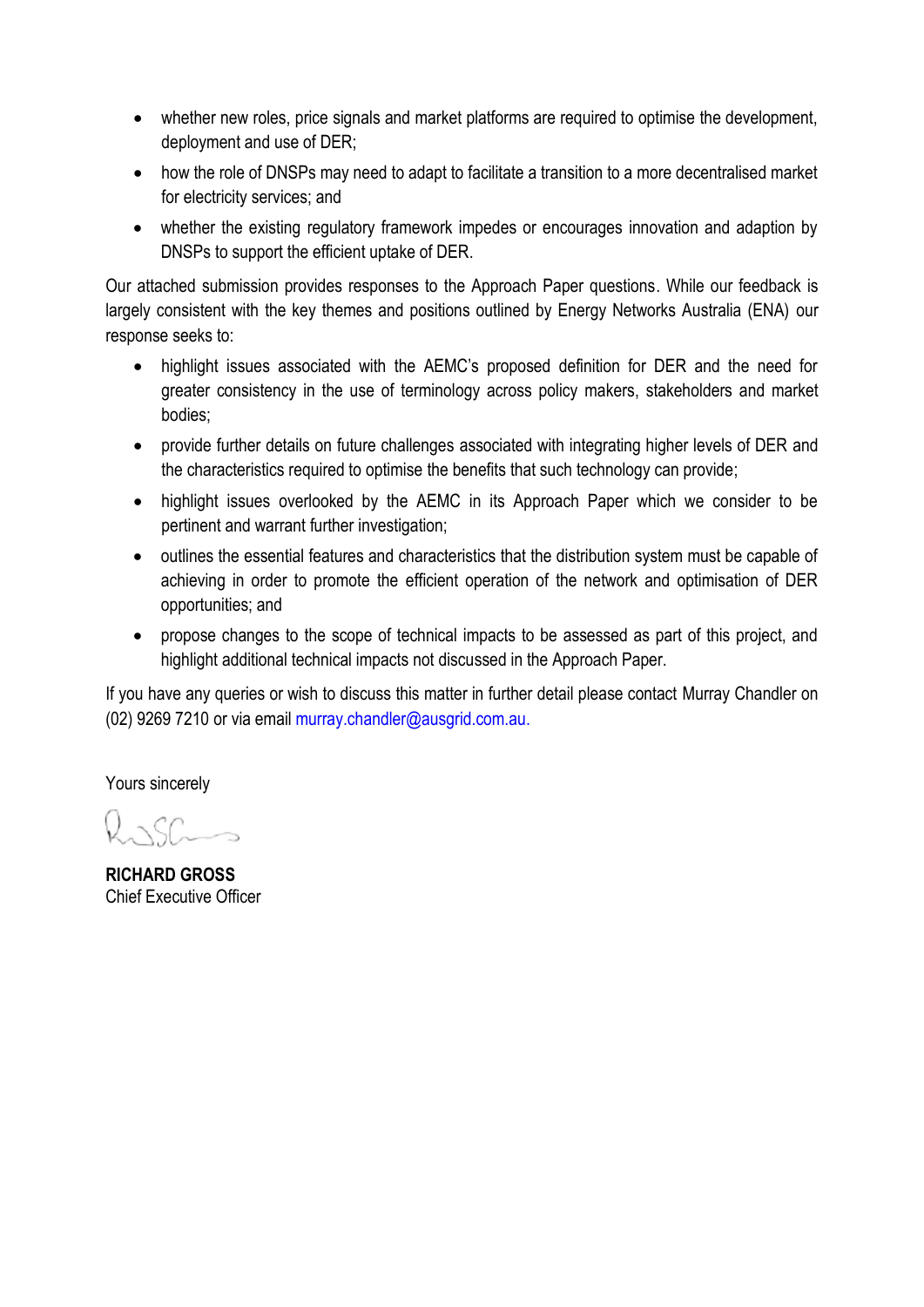- whether new roles, price signals and market platforms are required to optimise the development, deployment and use of DER;
- how the role of DNSPs may need to adapt to facilitate a transition to a more decentralised market for electricity services; and
- whether the existing regulatory framework impedes or encourages innovation and adaption by DNSPs to support the efficient uptake of DER.

Our attached submission provides responses to the Approach Paper questions. While our feedback is largely consistent with the key themes and positions outlined by Energy Networks Australia (ENA) our response seeks to:

- highlight issues associated with the AEMC's proposed definition for DER and the need for greater consistency in the use of terminology across policy makers, stakeholders and market bodies;
- provide further details on future challenges associated with integrating higher levels of DER and the characteristics required to optimise the benefits that such technology can provide;
- highlight issues overlooked by the AEMC in its Approach Paper which we consider to be pertinent and warrant further investigation;
- outlines the essential features and characteristics that the distribution system must be capable of achieving in order to promote the efficient operation of the network and optimisation of DER opportunities; and
- propose changes to the scope of technical impacts to be assessed as part of this project, and highlight additional technical impacts not discussed in the Approach Paper.

If you have any queries or wish to discuss this matter in further detail please contact Murray Chandler on (02) 9269 7210 or via email murray.chandler@ausgrid.com.au.

Yours sincerely

**RICHARD GROSS**
Chief Executive Officer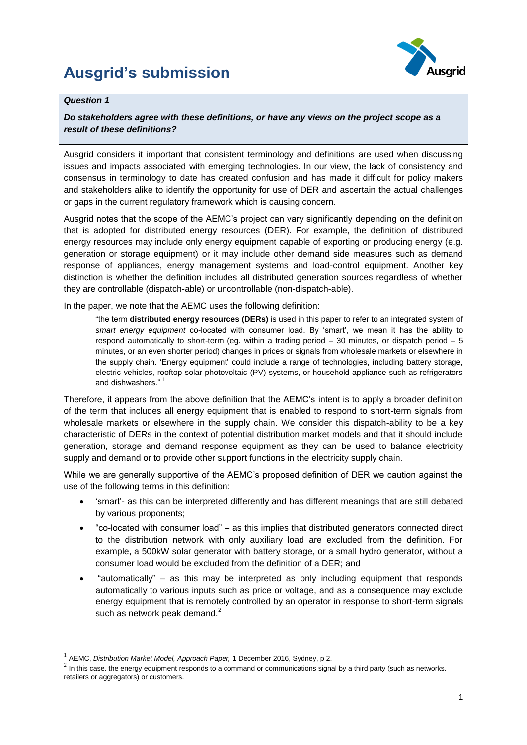# Ausgrid's submission

***Question 1***

***Do stakeholders agree with these definitions, or have any views on the project scope as a result of these definitions?***

Ausgrid considers it important that consistent terminology and definitions are used when discussing issues and impacts associated with emerging technologies. In our view, the lack of consistency and consensus in terminology to date has created confusion and has made it difficult for policy makers and stakeholders alike to identify the opportunity for use of DER and ascertain the actual challenges or gaps in the current regulatory framework which is causing concern.

Ausgrid notes that the scope of the AEMC's project can vary significantly depending on the definition that is adopted for distributed energy resources (DER). For example, the definition of distributed energy resources may include only energy equipment capable of exporting or producing energy (e.g. generation or storage equipment) or it may include other demand side measures such as demand response of appliances, energy management systems and load-control equipment. Another key distinction is whether the definition includes all distributed generation sources regardless of whether they are controllable (dispatch-able) or uncontrollable (non-dispatch-able).

In the paper, we note that the AEMC uses the following definition:

> "the term **distributed energy resources (DERs)** is used in this paper to refer to an integrated system of *smart energy equipment* co-located with consumer load. By 'smart', we mean it has the ability to respond automatically to short-term (eg. within a trading period – 30 minutes, or dispatch period – 5 minutes, or an even shorter period) changes in prices or signals from wholesale markets or elsewhere in the supply chain. 'Energy equipment' could include a range of technologies, including battery storage, electric vehicles, rooftop solar photovoltaic (PV) systems, or household appliance such as refrigerators and dishwashers." [1]

Therefore, it appears from the above definition that the AEMC's intent is to apply a broader definition of the term that includes all energy equipment that is enabled to respond to short-term signals from wholesale markets or elsewhere in the supply chain. We consider this dispatch-ability to be a key characteristic of DERs in the context of potential distribution market models and that it should include generation, storage and demand response equipment as they can be used to balance electricity supply and demand or to provide other support functions in the electricity supply chain.

While we are generally supportive of the AEMC's proposed definition of DER we caution against the use of the following terms in this definition:

- 'smart'- as this can be interpreted differently and has different meanings that are still debated by various proponents;
- "co-located with consumer load" – as this implies that distributed generators connected direct to the distribution network with only auxiliary load are excluded from the definition. For example, a 500kW solar generator with battery storage, or a small hydro generator, without a consumer load would be excluded from the definition of a DER; and
- "automatically" – as this may be interpreted as only including equipment that responds automatically to various inputs such as price or voltage, and as a consequence may exclude energy equipment that is remotely controlled by an operator in response to short-term signals such as network peak demand.[2]

---

[1] AEMC, *Distribution Market Model, Approach Paper,* 1 December 2016, Sydney, p 2.

[2] In this case, the energy equipment responds to a command or communications signal by a third party (such as networks, retailers or aggregators) or customers.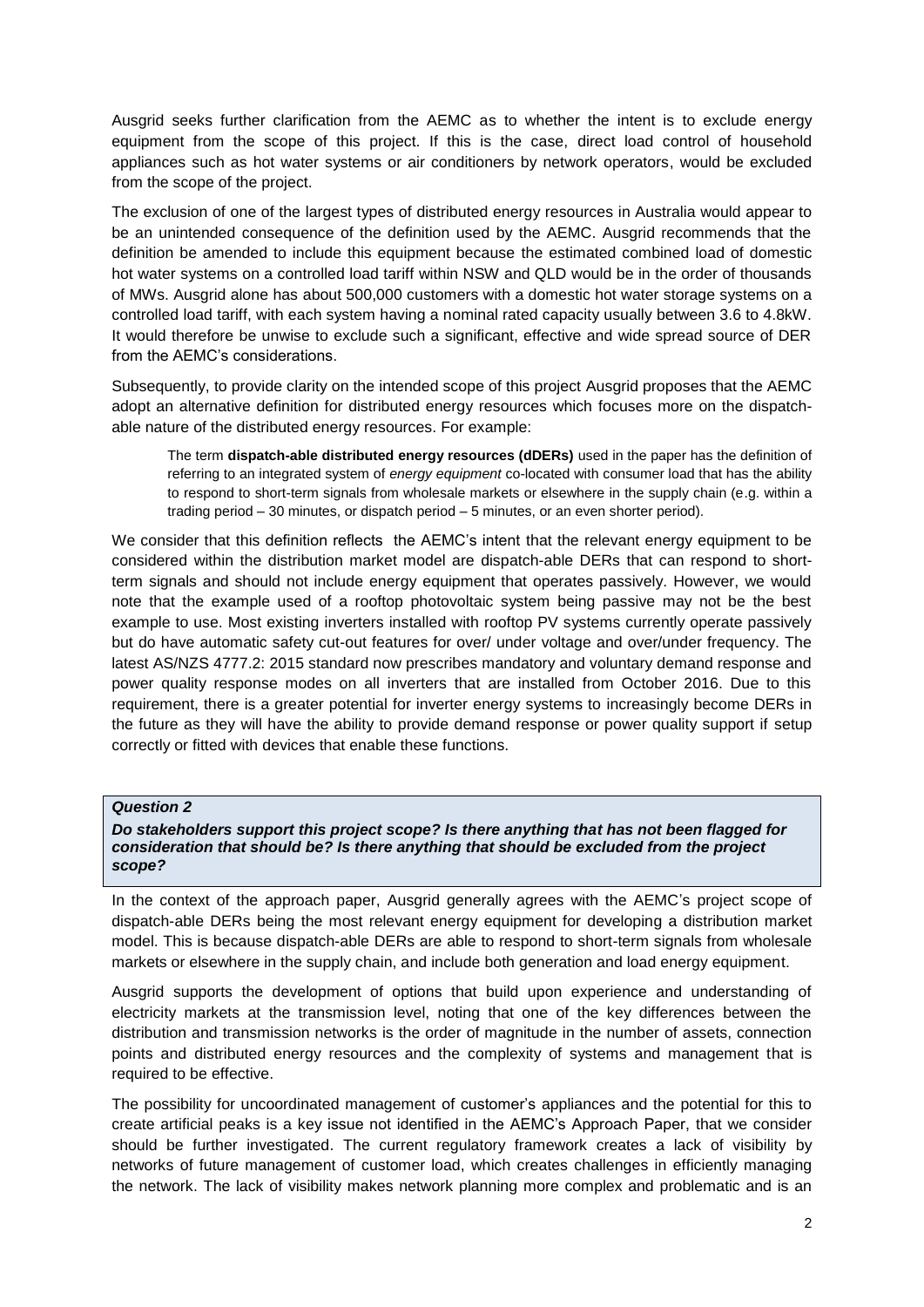Ausgrid seeks further clarification from the AEMC as to whether the intent is to exclude energy equipment from the scope of this project. If this is the case, direct load control of household appliances such as hot water systems or air conditioners by network operators, would be excluded from the scope of the project.

The exclusion of one of the largest types of distributed energy resources in Australia would appear to be an unintended consequence of the definition used by the AEMC. Ausgrid recommends that the definition be amended to include this equipment because the estimated combined load of domestic hot water systems on a controlled load tariff within NSW and QLD would be in the order of thousands of MWs. Ausgrid alone has about 500,000 customers with a domestic hot water storage systems on a controlled load tariff, with each system having a nominal rated capacity usually between 3.6 to 4.8kW. It would therefore be unwise to exclude such a significant, effective and wide spread source of DER from the AEMC's considerations.

Subsequently, to provide clarity on the intended scope of this project Ausgrid proposes that the AEMC adopt an alternative definition for distributed energy resources which focuses more on the dispatch-able nature of the distributed energy resources. For example:

> The term **dispatch-able distributed energy resources (dDERs)** used in the paper has the definition of referring to an integrated system of *energy equipment* co-located with consumer load that has the ability to respond to short-term signals from wholesale markets or elsewhere in the supply chain (e.g. within a trading period – 30 minutes, or dispatch period – 5 minutes, or an even shorter period).

We consider that this definition reflects the AEMC's intent that the relevant energy equipment to be considered within the distribution market model are dispatch-able DERs that can respond to short-term signals and should not include energy equipment that operates passively. However, we would note that the example used of a rooftop photovoltaic system being passive may not be the best example to use. Most existing inverters installed with rooftop PV systems currently operate passively but do have automatic safety cut-out features for over/ under voltage and over/under frequency. The latest AS/NZS 4777.2: 2015 standard now prescribes mandatory and voluntary demand response and power quality response modes on all inverters that are installed from October 2016. Due to this requirement, there is a greater potential for inverter energy systems to increasingly become DERs in the future as they will have the ability to provide demand response or power quality support if setup correctly or fitted with devices that enable these functions.

***Question 2***

***Do stakeholders support this project scope? Is there anything that has not been flagged for consideration that should be? Is there anything that should be excluded from the project scope?***

In the context of the approach paper, Ausgrid generally agrees with the AEMC's project scope of dispatch-able DERs being the most relevant energy equipment for developing a distribution market model. This is because dispatch-able DERs are able to respond to short-term signals from wholesale markets or elsewhere in the supply chain, and include both generation and load energy equipment.

Ausgrid supports the development of options that build upon experience and understanding of electricity markets at the transmission level, noting that one of the key differences between the distribution and transmission networks is the order of magnitude in the number of assets, connection points and distributed energy resources and the complexity of systems and management that is required to be effective.

The possibility for uncoordinated management of customer's appliances and the potential for this to create artificial peaks is a key issue not identified in the AEMC's Approach Paper, that we consider should be further investigated. The current regulatory framework creates a lack of visibility by networks of future management of customer load, which creates challenges in efficiently managing the network. The lack of visibility makes network planning more complex and problematic and is an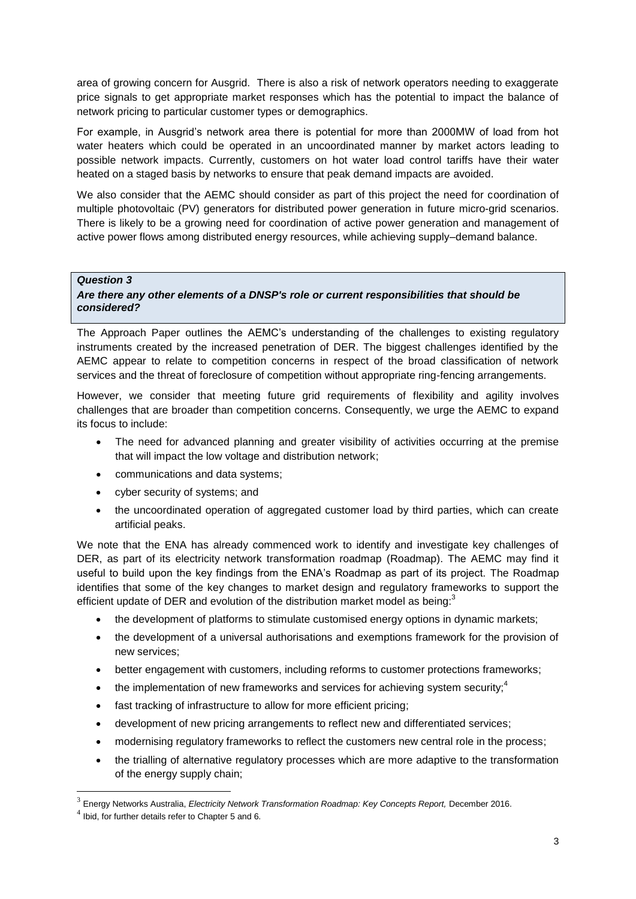area of growing concern for Ausgrid. There is also a risk of network operators needing to exaggerate price signals to get appropriate market responses which has the potential to impact the balance of network pricing to particular customer types or demographics.

For example, in Ausgrid's network area there is potential for more than 2000MW of load from hot water heaters which could be operated in an uncoordinated manner by market actors leading to possible network impacts. Currently, customers on hot water load control tariffs have their water heated on a staged basis by networks to ensure that peak demand impacts are avoided.

We also consider that the AEMC should consider as part of this project the need for coordination of multiple photovoltaic (PV) generators for distributed power generation in future micro-grid scenarios. There is likely to be a growing need for coordination of active power generation and management of active power flows among distributed energy resources, while achieving supply–demand balance.

***Question 3***
***Are there any other elements of a DNSP's role or current responsibilities that should be considered?***

The Approach Paper outlines the AEMC's understanding of the challenges to existing regulatory instruments created by the increased penetration of DER. The biggest challenges identified by the AEMC appear to relate to competition concerns in respect of the broad classification of network services and the threat of foreclosure of competition without appropriate ring-fencing arrangements.

However, we consider that meeting future grid requirements of flexibility and agility involves challenges that are broader than competition concerns. Consequently, we urge the AEMC to expand its focus to include:

- The need for advanced planning and greater visibility of activities occurring at the premise that will impact the low voltage and distribution network;
- communications and data systems;
- cyber security of systems; and
- the uncoordinated operation of aggregated customer load by third parties, which can create artificial peaks.

We note that the ENA has already commenced work to identify and investigate key challenges of DER, as part of its electricity network transformation roadmap (Roadmap). The AEMC may find it useful to build upon the key findings from the ENA's Roadmap as part of its project. The Roadmap identifies that some of the key changes to market design and regulatory frameworks to support the efficient update of DER and evolution of the distribution market model as being:[3]

- the development of platforms to stimulate customised energy options in dynamic markets;
- the development of a universal authorisations and exemptions framework for the provision of new services;
- better engagement with customers, including reforms to customer protections frameworks;
- the implementation of new frameworks and services for achieving system security;[4]
- fast tracking of infrastructure to allow for more efficient pricing;
- development of new pricing arrangements to reflect new and differentiated services;
- modernising regulatory frameworks to reflect the customers new central role in the process;
- the trialling of alternative regulatory processes which are more adaptive to the transformation of the energy supply chain;

[3] Energy Networks Australia, *Electricity Network Transformation Roadmap: Key Concepts Report,* December 2016.

[4] Ibid, for further details refer to Chapter 5 and 6.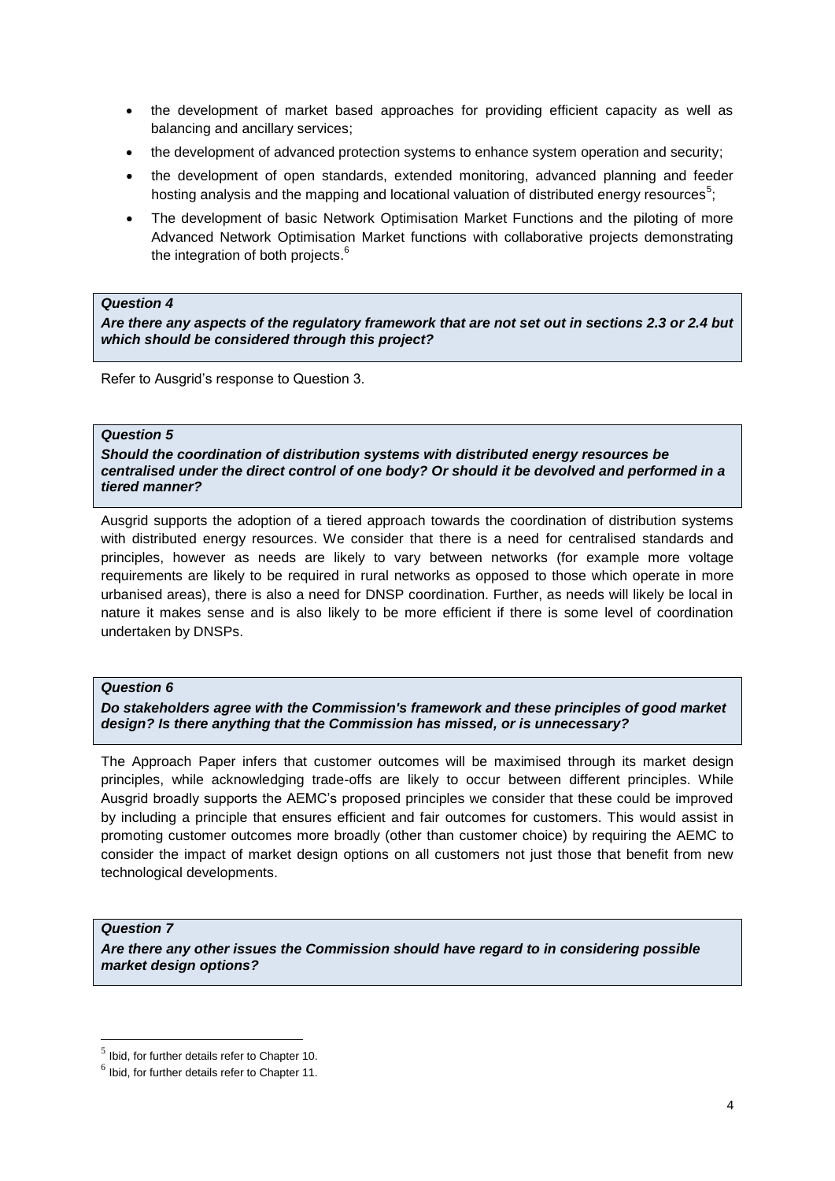- the development of market based approaches for providing efficient capacity as well as balancing and ancillary services;
- the development of advanced protection systems to enhance system operation and security;
- the development of open standards, extended monitoring, advanced planning and feeder hosting analysis and the mapping and locational valuation of distributed energy resources[5];
- The development of basic Network Optimisation Market Functions and the piloting of more Advanced Network Optimisation Market functions with collaborative projects demonstrating the integration of both projects.[6]

***Question 4***

***Are there any aspects of the regulatory framework that are not set out in sections 2.3 or 2.4 but which should be considered through this project?***

Refer to Ausgrid's response to Question 3.

***Question 5***

***Should the coordination of distribution systems with distributed energy resources be centralised under the direct control of one body? Or should it be devolved and performed in a tiered manner?***

Ausgrid supports the adoption of a tiered approach towards the coordination of distribution systems with distributed energy resources. We consider that there is a need for centralised standards and principles, however as needs are likely to vary between networks (for example more voltage requirements are likely to be required in rural networks as opposed to those which operate in more urbanised areas), there is also a need for DNSP coordination. Further, as needs will likely be local in nature it makes sense and is also likely to be more efficient if there is some level of coordination undertaken by DNSPs.

***Question 6***

***Do stakeholders agree with the Commission's framework and these principles of good market design? Is there anything that the Commission has missed, or is unnecessary?***

The Approach Paper infers that customer outcomes will be maximised through its market design principles, while acknowledging trade-offs are likely to occur between different principles. While Ausgrid broadly supports the AEMC's proposed principles we consider that these could be improved by including a principle that ensures efficient and fair outcomes for customers. This would assist in promoting customer outcomes more broadly (other than customer choice) by requiring the AEMC to consider the impact of market design options on all customers not just those that benefit from new technological developments.

***Question 7***

***Are there any other issues the Commission should have regard to in considering possible market design options?***

---

[5] Ibid, for further details refer to Chapter 10.

[6] Ibid, for further details refer to Chapter 11.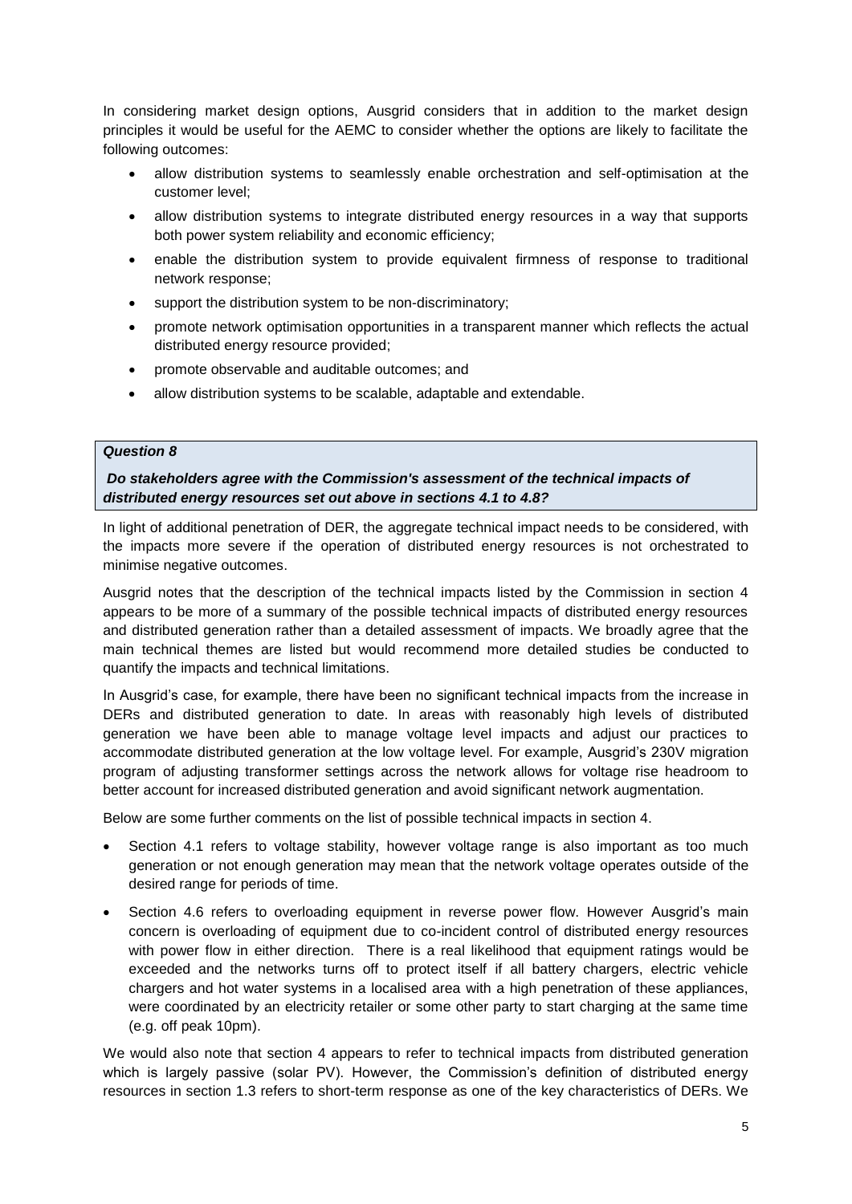In considering market design options, Ausgrid considers that in addition to the market design principles it would be useful for the AEMC to consider whether the options are likely to facilitate the following outcomes:

- allow distribution systems to seamlessly enable orchestration and self-optimisation at the customer level;
- allow distribution systems to integrate distributed energy resources in a way that supports both power system reliability and economic efficiency;
- enable the distribution system to provide equivalent firmness of response to traditional network response;
- support the distribution system to be non-discriminatory;
- promote network optimisation opportunities in a transparent manner which reflects the actual distributed energy resource provided;
- promote observable and auditable outcomes; and
- allow distribution systems to be scalable, adaptable and extendable.

***Question 8***

***Do stakeholders agree with the Commission's assessment of the technical impacts of distributed energy resources set out above in sections 4.1 to 4.8?***

In light of additional penetration of DER, the aggregate technical impact needs to be considered, with the impacts more severe if the operation of distributed energy resources is not orchestrated to minimise negative outcomes.

Ausgrid notes that the description of the technical impacts listed by the Commission in section 4 appears to be more of a summary of the possible technical impacts of distributed energy resources and distributed generation rather than a detailed assessment of impacts. We broadly agree that the main technical themes are listed but would recommend more detailed studies be conducted to quantify the impacts and technical limitations.

In Ausgrid's case, for example, there have been no significant technical impacts from the increase in DERs and distributed generation to date. In areas with reasonably high levels of distributed generation we have been able to manage voltage level impacts and adjust our practices to accommodate distributed generation at the low voltage level. For example, Ausgrid's 230V migration program of adjusting transformer settings across the network allows for voltage rise headroom to better account for increased distributed generation and avoid significant network augmentation.

Below are some further comments on the list of possible technical impacts in section 4.

- Section 4.1 refers to voltage stability, however voltage range is also important as too much generation or not enough generation may mean that the network voltage operates outside of the desired range for periods of time.
- Section 4.6 refers to overloading equipment in reverse power flow. However Ausgrid's main concern is overloading of equipment due to co-incident control of distributed energy resources with power flow in either direction. There is a real likelihood that equipment ratings would be exceeded and the networks turns off to protect itself if all battery chargers, electric vehicle chargers and hot water systems in a localised area with a high penetration of these appliances, were coordinated by an electricity retailer or some other party to start charging at the same time (e.g. off peak 10pm).

We would also note that section 4 appears to refer to technical impacts from distributed generation which is largely passive (solar PV). However, the Commission's definition of distributed energy resources in section 1.3 refers to short-term response as one of the key characteristics of DERs. We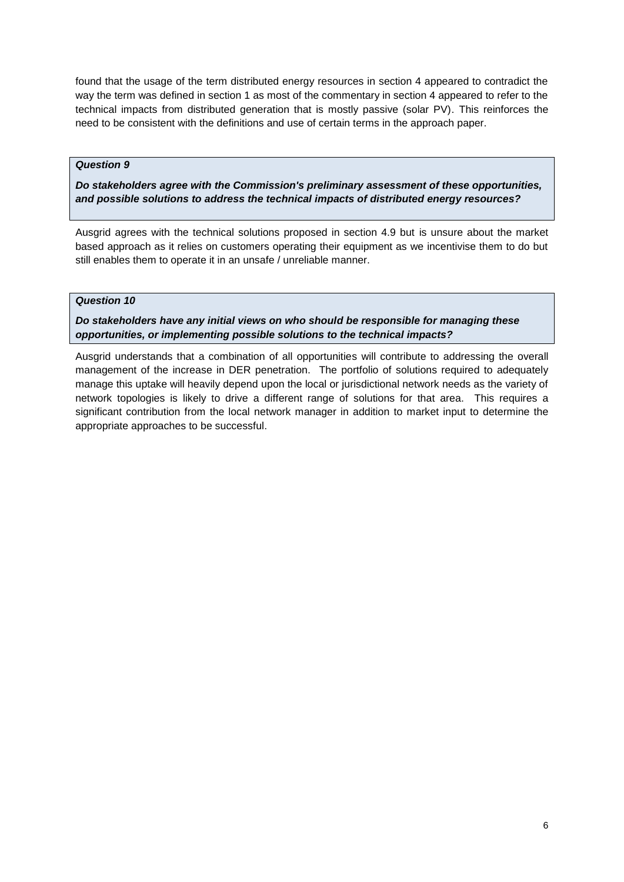found that the usage of the term distributed energy resources in section 4 appeared to contradict the way the term was defined in section 1 as most of the commentary in section 4 appeared to refer to the technical impacts from distributed generation that is mostly passive (solar PV). This reinforces the need to be consistent with the definitions and use of certain terms in the approach paper.

***Question 9***

***Do stakeholders agree with the Commission's preliminary assessment of these opportunities, and possible solutions to address the technical impacts of distributed energy resources?***

Ausgrid agrees with the technical solutions proposed in section 4.9 but is unsure about the market based approach as it relies on customers operating their equipment as we incentivise them to do but still enables them to operate it in an unsafe / unreliable manner.

***Question 10***

***Do stakeholders have any initial views on who should be responsible for managing these opportunities, or implementing possible solutions to the technical impacts?***

Ausgrid understands that a combination of all opportunities will contribute to addressing the overall management of the increase in DER penetration. The portfolio of solutions required to adequately manage this uptake will heavily depend upon the local or jurisdictional network needs as the variety of network topologies is likely to drive a different range of solutions for that area. This requires a significant contribution from the local network manager in addition to market input to determine the appropriate approaches to be successful.